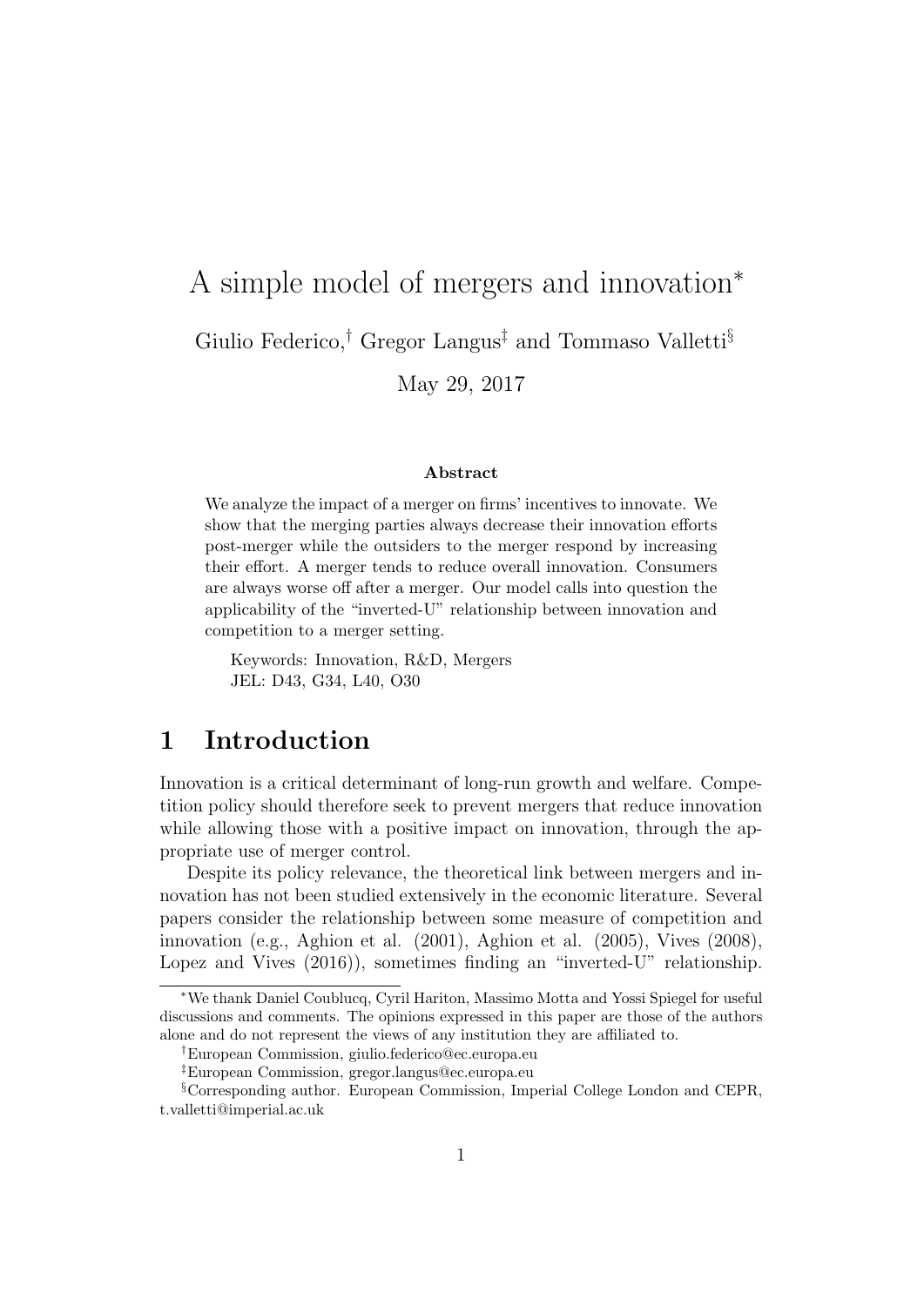# A simple model of mergers and innovation*

Giulio Federico,[†] Gregor Langus[‡] and Tommaso Valletti[§]

May 29, 2017

### Abstract

We analyze the impact of a merger on firms' incentives to innovate. We show that the merging parties always decrease their innovation efforts post-merger while the outsiders to the merger respond by increasing their effort. A merger tends to reduce overall innovation. Consumers are always worse off after a merger. Our model calls into question the applicability of the "inverted-U" relationship between innovation and competition to a merger setting.

Keywords: Innovation, R&D, Mergers
JEL: D43, G34, L40, O30

## 1 Introduction

Innovation is a critical determinant of long-run growth and welfare. Competition policy should therefore seek to prevent mergers that reduce innovation while allowing those with a positive impact on innovation, through the appropriate use of merger control.

Despite its policy relevance, the theoretical link between mergers and innovation has not been studied extensively in the economic literature. Several papers consider the relationship between some measure of competition and innovation (e.g., Aghion et al. (2001), Aghion et al. (2005), Vives (2008), Lopez and Vives (2016)), sometimes finding an "inverted-U" relationship.

---

*We thank Daniel Coublucq, Cyril Hariton, Massimo Motta and Yossi Spiegel for useful discussions and comments. The opinions expressed in this paper are those of the authors alone and do not represent the views of any institution they are affiliated to.

†European Commission, giulio.federico@ec.europa.eu

‡European Commission, gregor.langus@ec.europa.eu

§Corresponding author. European Commission, Imperial College London and CEPR, t.valletti@imperial.ac.uk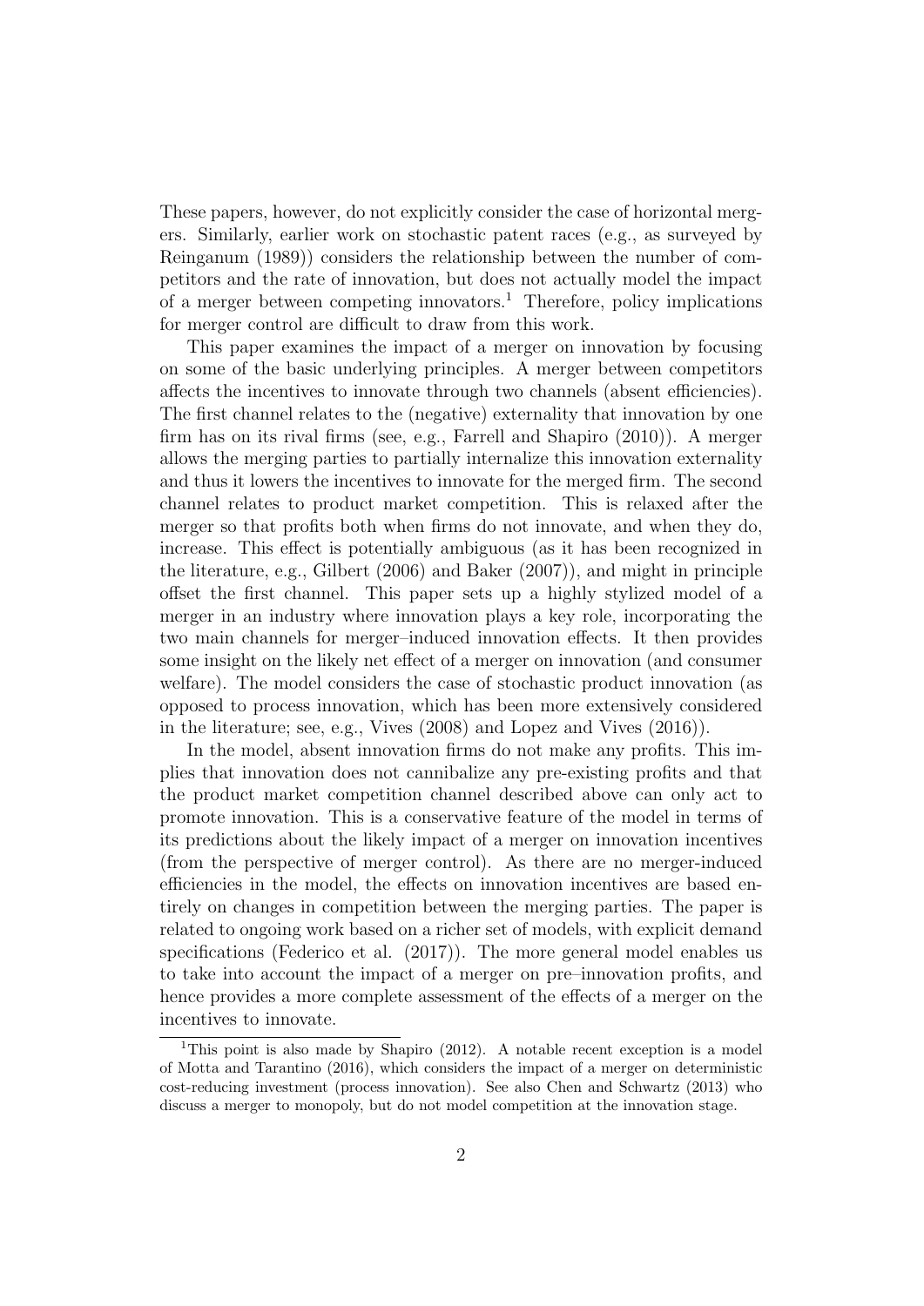These papers, however, do not explicitly consider the case of horizontal mergers. Similarly, earlier work on stochastic patent races (e.g., as surveyed by Reinganum (1989)) considers the relationship between the number of competitors and the rate of innovation, but does not actually model the impact of a merger between competing innovators.[1] Therefore, policy implications for merger control are difficult to draw from this work.

This paper examines the impact of a merger on innovation by focusing on some of the basic underlying principles. A merger between competitors affects the incentives to innovate through two channels (absent efficiencies). The first channel relates to the (negative) externality that innovation by one firm has on its rival firms (see, e.g., Farrell and Shapiro (2010)). A merger allows the merging parties to partially internalize this innovation externality and thus it lowers the incentives to innovate for the merged firm. The second channel relates to product market competition. This is relaxed after the merger so that profits both when firms do not innovate, and when they do, increase. This effect is potentially ambiguous (as it has been recognized in the literature, e.g., Gilbert (2006) and Baker (2007)), and might in principle offset the first channel. This paper sets up a highly stylized model of a merger in an industry where innovation plays a key role, incorporating the two main channels for merger–induced innovation effects. It then provides some insight on the likely net effect of a merger on innovation (and consumer welfare). The model considers the case of stochastic product innovation (as opposed to process innovation, which has been more extensively considered in the literature; see, e.g., Vives (2008) and Lopez and Vives (2016)).

In the model, absent innovation firms do not make any profits. This implies that innovation does not cannibalize any pre-existing profits and that the product market competition channel described above can only act to promote innovation. This is a conservative feature of the model in terms of its predictions about the likely impact of a merger on innovation incentives (from the perspective of merger control). As there are no merger-induced efficiencies in the model, the effects on innovation incentives are based entirely on changes in competition between the merging parties. The paper is related to ongoing work based on a richer set of models, with explicit demand specifications (Federico et al. (2017)). The more general model enables us to take into account the impact of a merger on pre–innovation profits, and hence provides a more complete assessment of the effects of a merger on the incentives to innovate.

[1] This point is also made by Shapiro (2012). A notable recent exception is a model of Motta and Tarantino (2016), which considers the impact of a merger on deterministic cost-reducing investment (process innovation). See also Chen and Schwartz (2013) who discuss a merger to monopoly, but do not model competition at the innovation stage.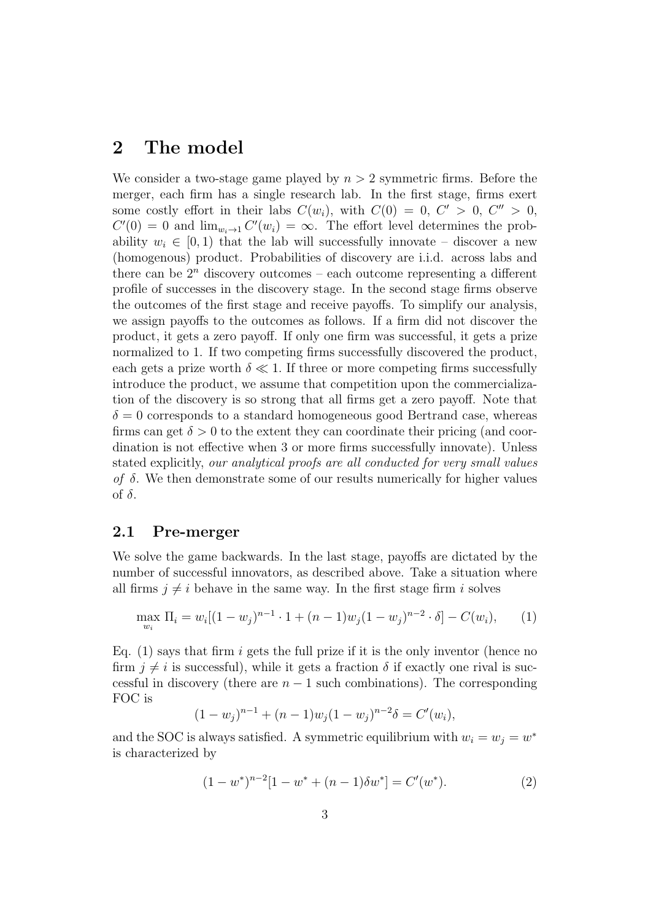## 2 The model

We consider a two-stage game played by $n > 2$ symmetric firms. Before the merger, each firm has a single research lab. In the first stage, firms exert some costly effort in their labs $C(w_i)$, with $C(0) = 0$, $C' > 0$, $C'' > 0$, $C'(0) = 0$ and $\lim_{w_i \to 1} C'(w_i) = \infty$. The effort level determines the probability $w_i \in [0, 1)$ that the lab will successfully innovate – discover a new (homogenous) product. Probabilities of discovery are i.i.d. across labs and there can be $2^n$ discovery outcomes – each outcome representing a different profile of successes in the discovery stage. In the second stage firms observe the outcomes of the first stage and receive payoffs. To simplify our analysis, we assign payoffs to the outcomes as follows. If a firm did not discover the product, it gets a zero payoff. If only one firm was successful, it gets a prize normalized to 1. If two competing firms successfully discovered the product, each gets a prize worth $\delta \ll 1$. If three or more competing firms successfully introduce the product, we assume that competition upon the commercialization of the discovery is so strong that all firms get a zero payoff. Note that $\delta = 0$ corresponds to a standard homogeneous good Bertrand case, whereas firms can get $\delta > 0$ to the extent they can coordinate their pricing (and coordination is not effective when 3 or more firms successfully innovate). Unless stated explicitly, *our analytical proofs are all conducted for very small values of* $\delta$. We then demonstrate some of our results numerically for higher values of $\delta$.

### 2.1 Pre-merger

We solve the game backwards. In the last stage, payoffs are dictated by the number of successful innovators, as described above. Take a situation where all firms $j \neq i$ behave in the same way. In the first stage firm $i$ solves

$$\max_{w_i} \Pi_i = w_i[(1 - w_j)^{n-1} \cdot 1 + (n - 1)w_j(1 - w_j)^{n-2} \cdot \delta] - C(w_i), \quad (1)$$

Eq. (1) says that firm $i$ gets the full prize if it is the only inventor (hence no firm $j \neq i$ is successful), while it gets a fraction $\delta$ if exactly one rival is successful in discovery (there are $n - 1$ such combinations). The corresponding FOC is

$$(1 - w_j)^{n-1} + (n - 1)w_j(1 - w_j)^{n-2}\delta = C'(w_i),$$

and the SOC is always satisfied. A symmetric equilibrium with $w_i = w_j = w^*$ is characterized by

$$(1 - w^*)^{n-2}[1 - w^* + (n - 1)\delta w^*] = C'(w^*). \quad (2)$$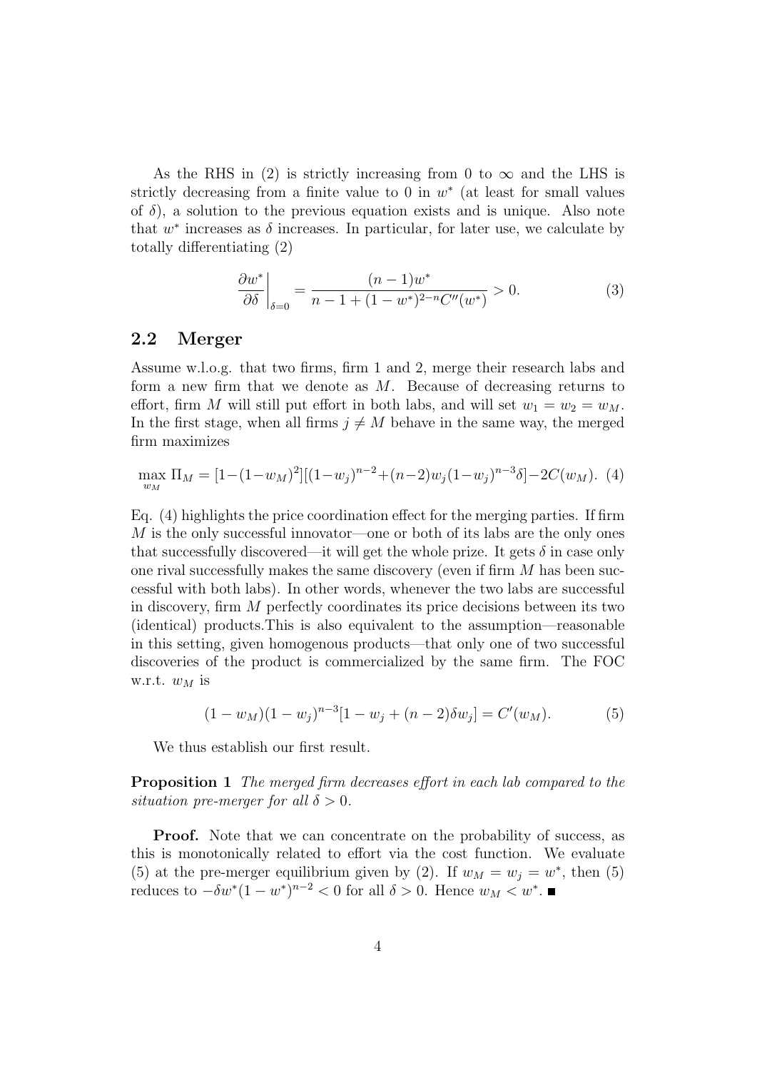As the RHS in (2) is strictly increasing from 0 to $\infty$ and the LHS is strictly decreasing from a finite value to 0 in $w^*$ (at least for small values of $\delta$), a solution to the previous equation exists and is unique. Also note that $w^*$ increases as $\delta$ increases. In particular, for later use, we calculate by totally differentiating (2)

$$\left.\frac{\partial w^*}{\partial \delta}\right|_{\delta=0} = \frac{(n-1)w^*}{n-1+(1-w^*)^{2-n}C''(w^*)} > 0. \tag{3}$$

## 2.2 Merger

Assume w.l.o.g. that two firms, firm 1 and 2, merge their research labs and form a new firm that we denote as $M$. Because of decreasing returns to effort, firm $M$ will still put effort in both labs, and will set $w_1 = w_2 = w_M$. In the first stage, when all firms $j \neq M$ behave in the same way, the merged firm maximizes

$$\max_{w_M} \Pi_M = [1-(1-w_M)^2][(1-w_j)^{n-2}+(n-2)w_j(1-w_j)^{n-3}\delta]-2C(w_M). \tag{4}$$

Eq. (4) highlights the price coordination effect for the merging parties. If firm $M$ is the only successful innovator—one or both of its labs are the only ones that successfully discovered—it will get the whole prize. It gets $\delta$ in case only one rival successfully makes the same discovery (even if firm $M$ has been successful with both labs). In other words, whenever the two labs are successful in discovery, firm $M$ perfectly coordinates its price decisions between its two (identical) products.This is also equivalent to the assumption—reasonable in this setting, given homogenous products—that only one of two successful discoveries of the product is commercialized by the same firm. The FOC w.r.t. $w_M$ is

$$(1-w_M)(1-w_j)^{n-3}[1-w_j+(n-2)\delta w_j] = C'(w_M). \tag{5}$$

We thus establish our first result.

**Proposition 1** *The merged firm decreases effort in each lab compared to the situation pre-merger for all $\delta > 0$.*

**Proof.** Note that we can concentrate on the probability of success, as this is monotonically related to effort via the cost function. We evaluate (5) at the pre-merger equilibrium given by (2). If $w_M = w_j = w^*$, then (5) reduces to $-\delta w^*(1-w^*)^{n-2} < 0$ for all $\delta > 0$. Hence $w_M < w^*$. ■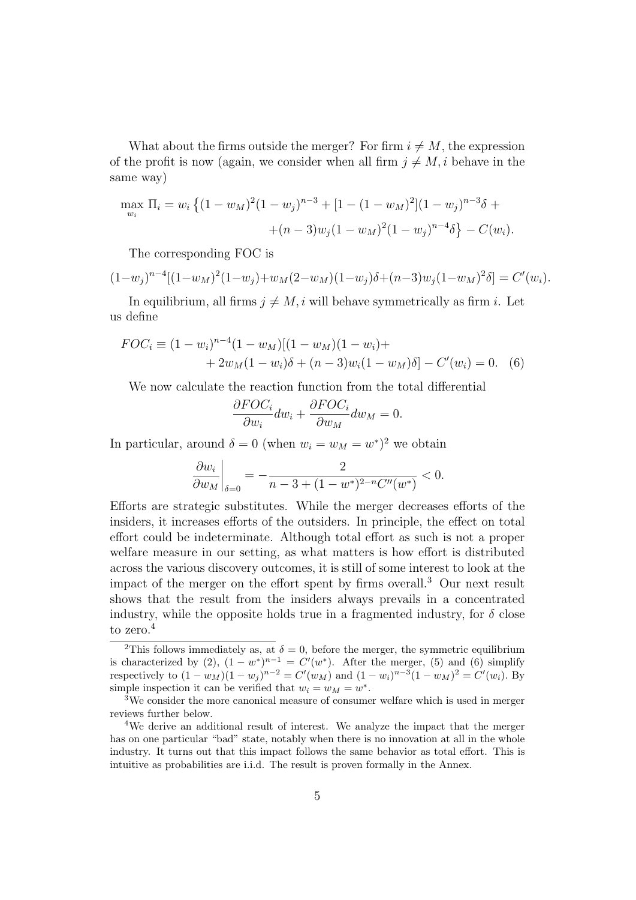What about the firms outside the merger? For firm $i \neq M$, the expression of the profit is now (again, we consider when all firm $j \neq M, i$ behave in the same way)

$$\max_{w_i} \Pi_i = w_i \left\{(1-w_M)^2(1-w_j)^{n-3} + [1-(1-w_M)^2](1-w_j)^{n-3}\delta + \right.$$
$$\left. +(n-3)w_j(1-w_M)^2(1-w_j)^{n-4}\delta\right\} - C(w_i).$$

The corresponding FOC is

$$(1-w_j)^{n-4}[(1-w_M)^2(1-w_j)+w_M(2-w_M)(1-w_j)\delta+(n-3)w_j(1-w_M)^2\delta] = C'(w_i).$$

In equilibrium, all firms $j \neq M, i$ will behave symmetrically as firm $i$. Let us define

$$FOC_i \equiv (1-w_i)^{n-4}(1-w_M)[(1-w_M)(1-w_i)+ + 2w_M(1-w_i)\delta + (n-3)w_i(1-w_M)\delta] - C'(w_i) = 0. \quad (6)$$

We now calculate the reaction function from the total differential

$$\frac{\partial FOC_i}{\partial w_i}dw_i + \frac{\partial FOC_i}{\partial w_M}dw_M = 0.$$

In particular, around $\delta = 0$ (when $w_i = w_M = w^*$)[2] we obtain

$$\left.\frac{\partial w_i}{\partial w_M}\right|_{\delta=0} = -\frac{2}{n-3+(1-w^*)^{2-n}C''(w^*)} < 0.$$

Efforts are strategic substitutes. While the merger decreases efforts of the insiders, it increases efforts of the outsiders. In principle, the effect on total effort could be indeterminate. Although total effort as such is not a proper welfare measure in our setting, as what matters is how effort is distributed across the various discovery outcomes, it is still of some interest to look at the impact of the merger on the effort spent by firms overall.[3] Our next result shows that the result from the insiders always prevails in a concentrated industry, while the opposite holds true in a fragmented industry, for $\delta$ close to zero.[4]

---

[2] This follows immediately as, at $\delta = 0$, before the merger, the symmetric equilibrium is characterized by (2), $(1-w^*)^{n-1} = C'(w^*)$. After the merger, (5) and (6) simplify respectively to $(1-w_M)(1-w_j)^{n-2} = C'(w_M)$ and $(1-w_i)^{n-3}(1-w_M)^2 = C'(w_i)$. By simple inspection it can be verified that $w_i = w_M = w^*$.

[3] We consider the more canonical measure of consumer welfare which is used in merger reviews further below.

[4] We derive an additional result of interest. We analyze the impact that the merger has on one particular "bad" state, notably when there is no innovation at all in the whole industry. It turns out that this impact follows the same behavior as total effort. This is intuitive as probabilities are i.i.d. The result is proven formally in the Annex.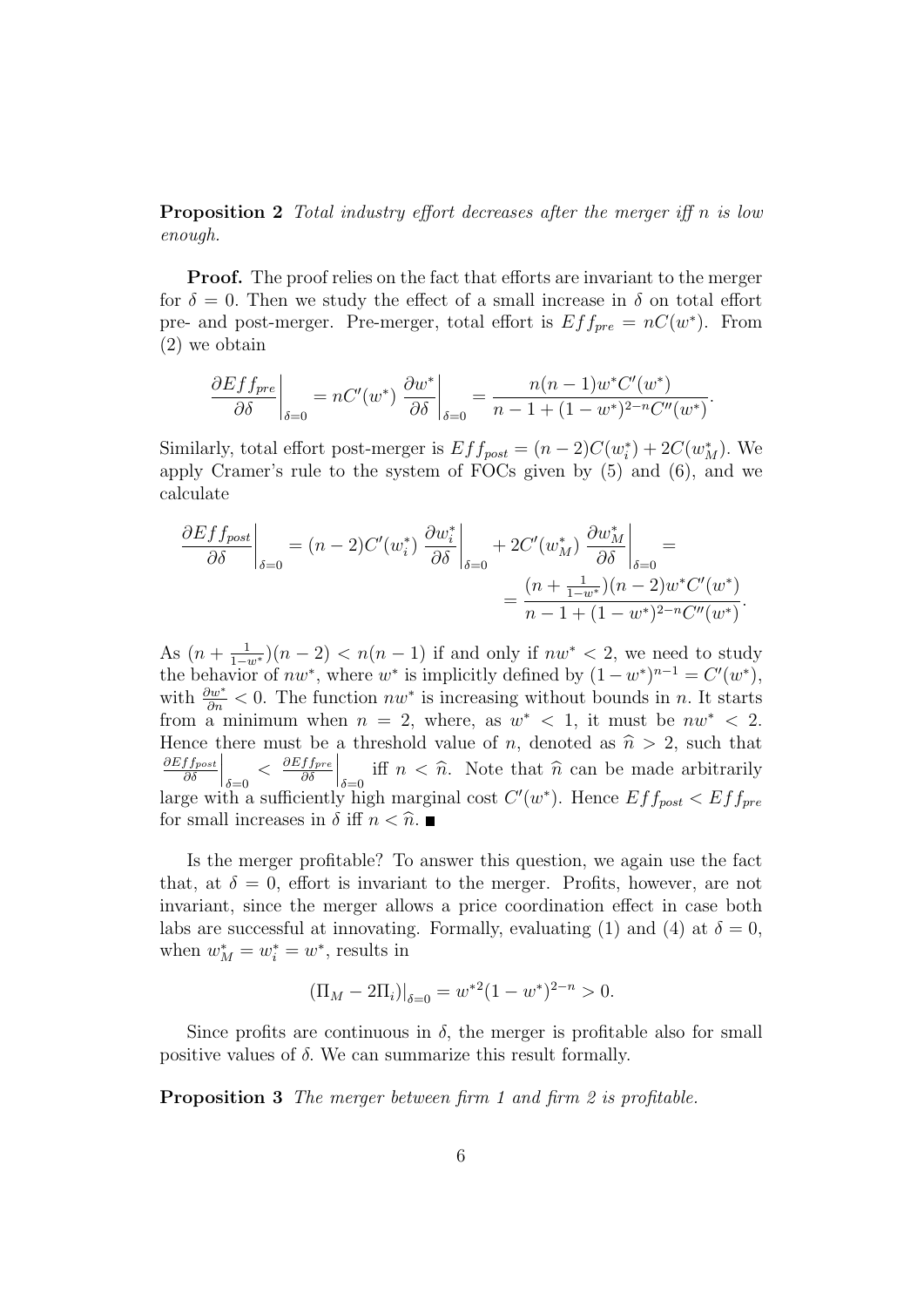**Proposition 2** *Total industry effort decreases after the merger iff n is low enough.*

**Proof.** The proof relies on the fact that efforts are invariant to the merger for $\delta = 0$. Then we study the effect of a small increase in $\delta$ on total effort pre- and post-merger. Pre-merger, total effort is $Eff_{pre} = nC(w^*)$. From (2) we obtain

$$\left.\frac{\partial Eff_{pre}}{\partial \delta}\right|_{\delta=0} = nC'(w^*) \left.\frac{\partial w^*}{\partial \delta}\right|_{\delta=0} = \frac{n(n-1)w^* C'(w^*)}{n-1+(1-w^*)^{2-n}C''(w^*)}.$$

Similarly, total effort post-merger is $Eff_{post} = (n-2)C(w_i^*) + 2C(w_M^*)$. We apply Cramer's rule to the system of FOCs given by (5) and (6), and we calculate

$$\left.\frac{\partial Eff_{post}}{\partial \delta}\right|_{\delta=0} = (n-2)C'(w_i^*) \left.\frac{\partial w_i^*}{\partial \delta}\right|_{\delta=0} + 2C'(w_M^*) \left.\frac{\partial w_M^*}{\partial \delta}\right|_{\delta=0} = \frac{(n+\frac{1}{1-w^*})(n-2)w^* C'(w^*)}{n-1+(1-w^*)^{2-n}C''(w^*)}.$$

As $(n+\frac{1}{1-w^*})(n-2) < n(n-1)$ if and only if $nw^* < 2$, we need to study the behavior of $nw^*$, where $w^*$ is implicitly defined by $(1-w^*)^{n-1} = C'(w^*)$, with $\frac{\partial w^*}{\partial n} < 0$. The function $nw^*$ is increasing without bounds in $n$. It starts from a minimum when $n = 2$, where, as $w^* < 1$, it must be $nw^* < 2$. Hence there must be a threshold value of $n$, denoted as $\widehat{n} > 2$, such that $\left.\frac{\partial Eff_{post}}{\partial \delta}\right|_{\delta=0} < \left.\frac{\partial Eff_{pre}}{\partial \delta}\right|_{\delta=0}$ iff $n < \widehat{n}$. Note that $\widehat{n}$ can be made arbitrarily large with a sufficiently high marginal cost $C'(w^*)$. Hence $Eff_{post} < Eff_{pre}$ for small increases in $\delta$ iff $n < \widehat{n}$. ∎

Is the merger profitable? To answer this question, we again use the fact that, at $\delta = 0$, effort is invariant to the merger. Profits, however, are not invariant, since the merger allows a price coordination effect in case both labs are successful at innovating. Formally, evaluating (1) and (4) at $\delta = 0$, when $w_M^* = w_i^* = w^*$, results in

$$\left.(\Pi_M - 2\Pi_i)\right|_{\delta=0} = w^{*2}(1-w^*)^{2-n} > 0.$$

Since profits are continuous in $\delta$, the merger is profitable also for small positive values of $\delta$. We can summarize this result formally.

**Proposition 3** *The merger between firm 1 and firm 2 is profitable.*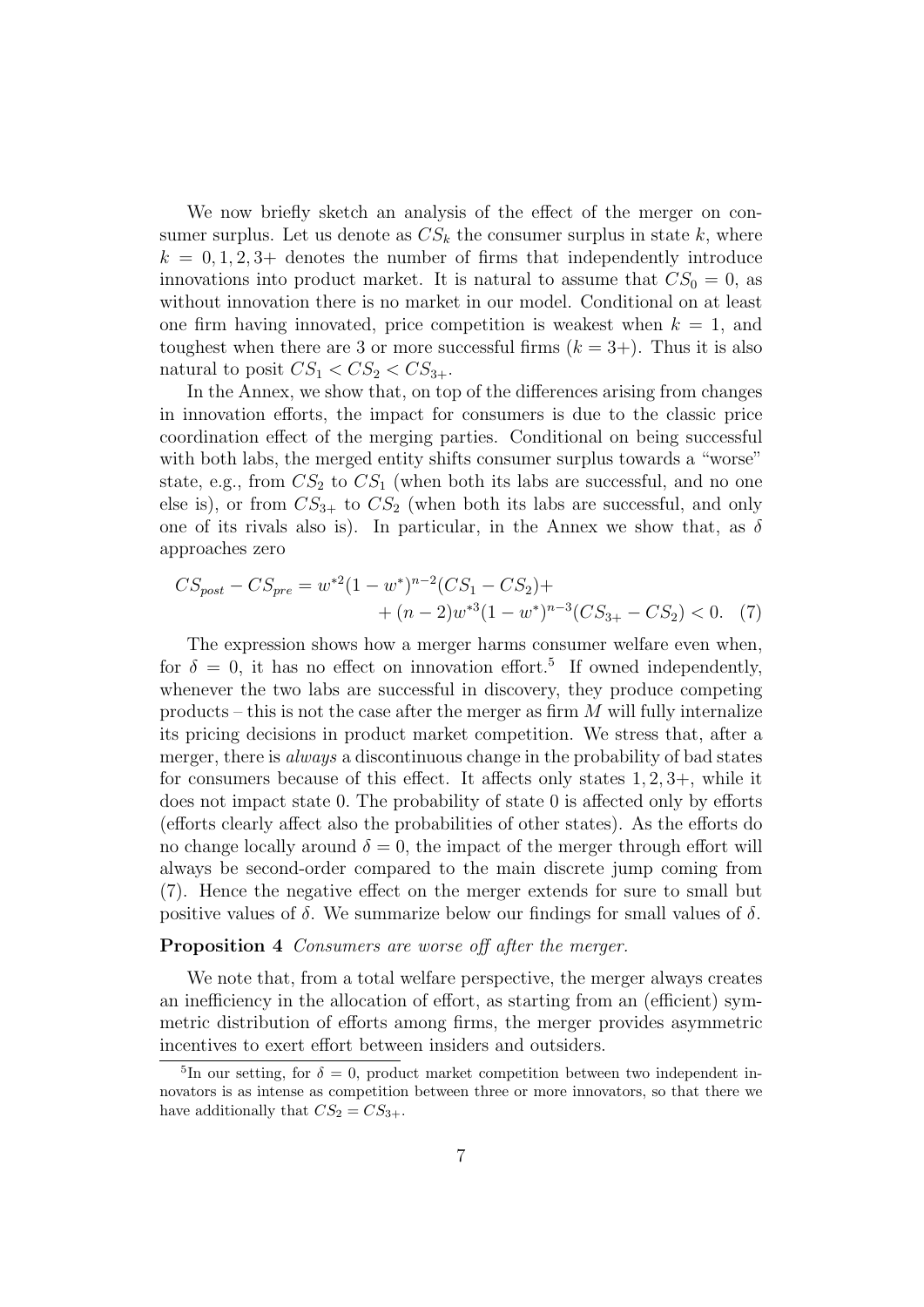We now briefly sketch an analysis of the effect of the merger on consumer surplus. Let us denote as $CS_k$ the consumer surplus in state $k$, where $k = 0, 1, 2, 3+$ denotes the number of firms that independently introduce innovations into product market. It is natural to assume that $CS_0 = 0$, as without innovation there is no market in our model. Conditional on at least one firm having innovated, price competition is weakest when $k = 1$, and toughest when there are 3 or more successful firms ($k = 3+$). Thus it is also natural to posit $CS_1 < CS_2 < CS_{3+}$.

In the Annex, we show that, on top of the differences arising from changes in innovation efforts, the impact for consumers is due to the classic price coordination effect of the merging parties. Conditional on being successful with both labs, the merged entity shifts consumer surplus towards a "worse" state, e.g., from $CS_2$ to $CS_1$ (when both its labs are successful, and no one else is), or from $CS_{3+}$ to $CS_2$ (when both its labs are successful, and only one of its rivals also is). In particular, in the Annex we show that, as $\delta$ approaches zero

$$
\begin{aligned}
CS_{post} - CS_{pre} = \; & w^{*2}(1 - w^*)^{n-2}(CS_1 - CS_2) + \\
& + (n-2)w^{*3}(1 - w^*)^{n-3}(CS_{3+} - CS_2) < 0. \quad (7)
\end{aligned}
$$

The expression shows how a merger harms consumer welfare even when, for $\delta = 0$, it has no effect on innovation effort.[5] If owned independently, whenever the two labs are successful in discovery, they produce competing products – this is not the case after the merger as firm $M$ will fully internalize its pricing decisions in product market competition. We stress that, after a merger, there is *always* a discontinuous change in the probability of bad states for consumers because of this effect. It affects only states $1, 2, 3+$, while it does not impact state 0. The probability of state 0 is affected only by efforts (efforts clearly affect also the probabilities of other states). As the efforts do no change locally around $\delta = 0$, the impact of the merger through effort will always be second-order compared to the main discrete jump coming from (7). Hence the negative effect on the merger extends for sure to small but positive values of $\delta$. We summarize below our findings for small values of $\delta$.

**Proposition 4** *Consumers are worse off after the merger.*

We note that, from a total welfare perspective, the merger always creates an inefficiency in the allocation of effort, as starting from an (efficient) symmetric distribution of efforts among firms, the merger provides asymmetric incentives to exert effort between insiders and outsiders.

[5] In our setting, for $\delta = 0$, product market competition between two independent innovators is as intense as competition between three or more innovators, so that there we have additionally that $CS_2 = CS_{3+}$.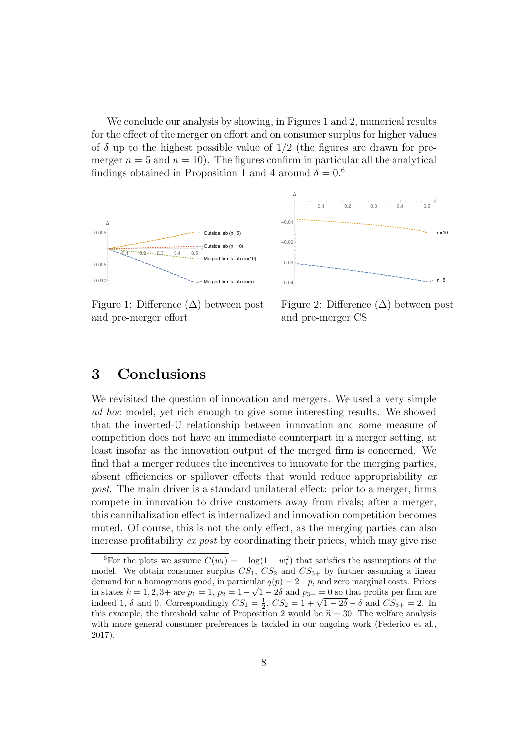We conclude our analysis by showing, in Figures 1 and 2, numerical results for the effect of the merger on effort and on consumer surplus for higher values of $\delta$ up to the highest possible value of $1/2$ (the figures are drawn for pre-merger $n = 5$ and $n = 10$). The figures confirm in particular all the analytical findings obtained in Proposition 1 and 4 around $\delta = 0$.[6]

Figure 1: Difference ($\Delta$) between post and pre-merger effort

Figure 2: Difference ($\Delta$) between post and pre-merger CS

# 3 Conclusions

We revisited the question of innovation and mergers. We used a very simple *ad hoc* model, yet rich enough to give some interesting results. We showed that the inverted-U relationship between innovation and some measure of competition does not have an immediate counterpart in a merger setting, at least insofar as the innovation output of the merged firm is concerned. We find that a merger reduces the incentives to innovate for the merging parties, absent efficiencies or spillover effects that would reduce appropriability *ex post*. The main driver is a standard unilateral effect: prior to a merger, firms compete in innovation to drive customers away from rivals; after a merger, this cannibalization effect is internalized and innovation competition becomes muted. Of course, this is not the only effect, as the merging parties can also increase profitability *ex post* by coordinating their prices, which may give rise

[6] For the plots we assume $C(w_i) = -\log(1 - w_i^2)$ that satisfies the assumptions of the model. We obtain consumer surplus $CS_1$, $CS_2$ and $CS_{3+}$ by further assuming a linear demand for a homogenous good, in particular $q(p) = 2 - p$, and zero marginal costs. Prices in states $k = 1, 2, 3+$ are $p_1 = 1$, $p_2 = 1 - \sqrt{1 - 2\delta}$ and $p_{3+} = 0$ so that profits per firm are indeed 1, $\delta$ and 0. Correspondingly $CS_1 = \frac{1}{2}$, $CS_2 = 1 + \sqrt{1 - 2\delta} - \delta$ and $CS_{3+} = 2$. In this example, the threshold value of Proposition 2 would be $\widehat{n} = 30$. The welfare analysis with more general consumer preferences is tackled in our ongoing work (Federico et al., 2017).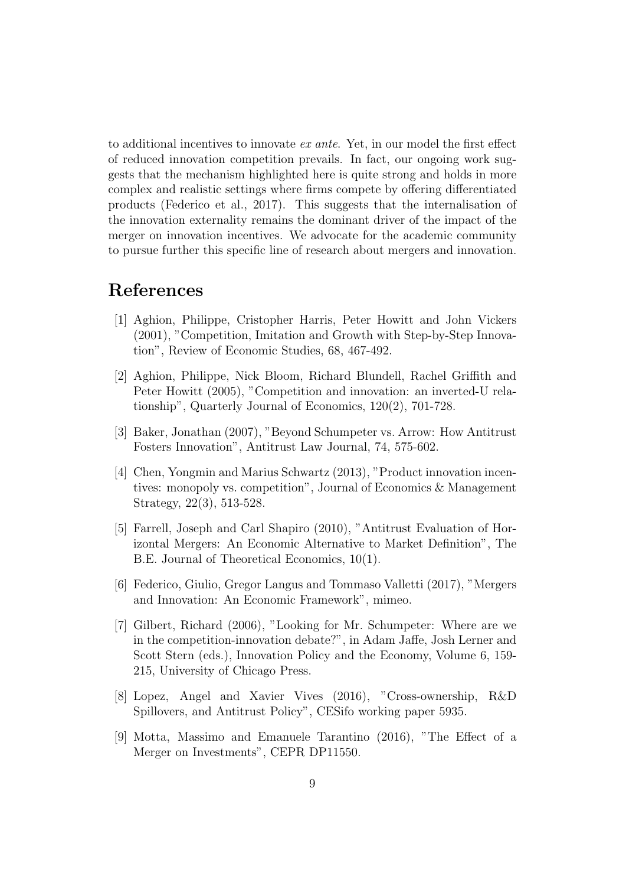to additional incentives to innovate *ex ante*. Yet, in our model the first effect of reduced innovation competition prevails. In fact, our ongoing work suggests that the mechanism highlighted here is quite strong and holds in more complex and realistic settings where firms compete by offering differentiated products (Federico et al., 2017). This suggests that the internalisation of the innovation externality remains the dominant driver of the impact of the merger on innovation incentives. We advocate for the academic community to pursue further this specific line of research about mergers and innovation.

# References

[1] Aghion, Philippe, Cristopher Harris, Peter Howitt and John Vickers (2001), "Competition, Imitation and Growth with Step-by-Step Innovation", Review of Economic Studies, 68, 467-492.

[2] Aghion, Philippe, Nick Bloom, Richard Blundell, Rachel Griffith and Peter Howitt (2005), "Competition and innovation: an inverted-U relationship", Quarterly Journal of Economics, 120(2), 701-728.

[3] Baker, Jonathan (2007), "Beyond Schumpeter vs. Arrow: How Antitrust Fosters Innovation", Antitrust Law Journal, 74, 575-602.

[4] Chen, Yongmin and Marius Schwartz (2013), "Product innovation incentives: monopoly vs. competition", Journal of Economics & Management Strategy, 22(3), 513-528.

[5] Farrell, Joseph and Carl Shapiro (2010), "Antitrust Evaluation of Horizontal Mergers: An Economic Alternative to Market Definition", The B.E. Journal of Theoretical Economics, 10(1).

[6] Federico, Giulio, Gregor Langus and Tommaso Valletti (2017), "Mergers and Innovation: An Economic Framework", mimeo.

[7] Gilbert, Richard (2006), "Looking for Mr. Schumpeter: Where are we in the competition-innovation debate?", in Adam Jaffe, Josh Lerner and Scott Stern (eds.), Innovation Policy and the Economy, Volume 6, 159-215, University of Chicago Press.

[8] Lopez, Angel and Xavier Vives (2016), "Cross-ownership, R&D Spillovers, and Antitrust Policy", CESifo working paper 5935.

[9] Motta, Massimo and Emanuele Tarantino (2016), "The Effect of a Merger on Investments", CEPR DP11550.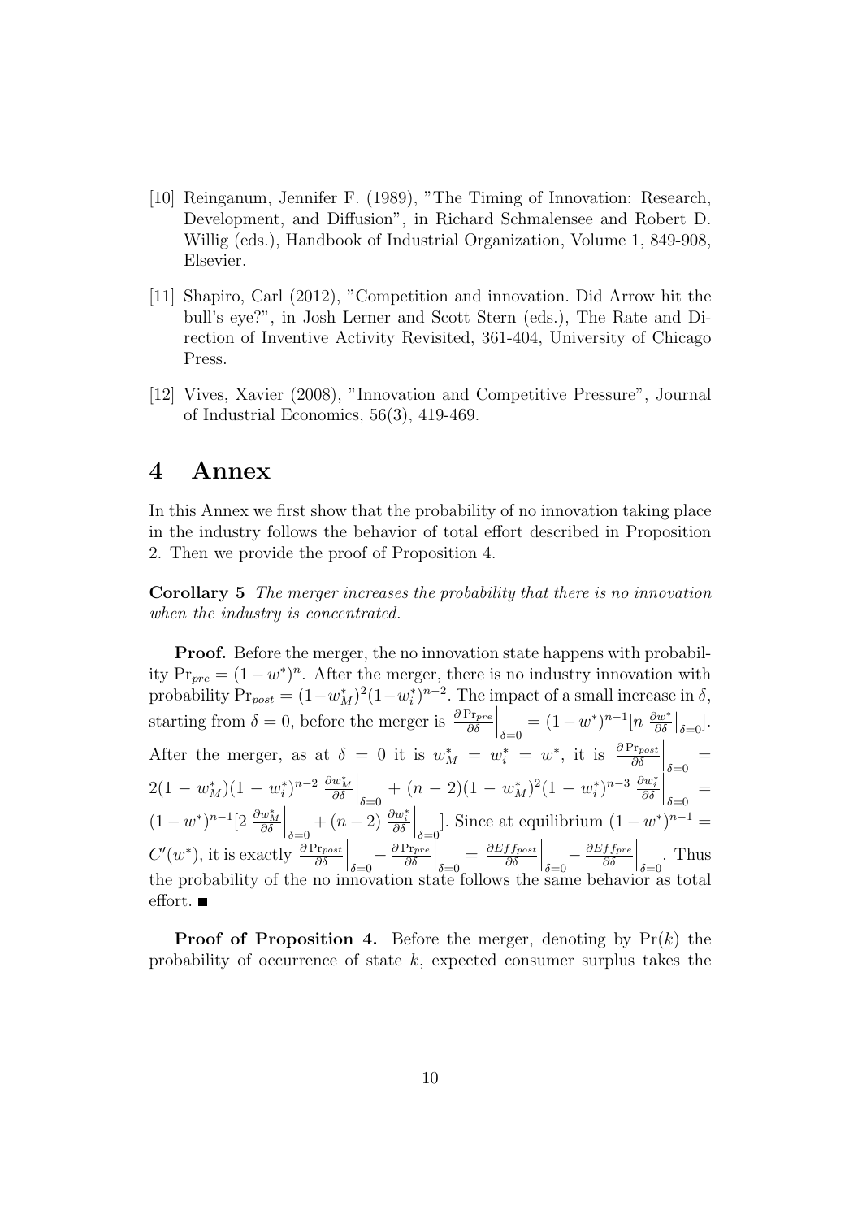[10] Reinganum, Jennifer F. (1989), "The Timing of Innovation: Research, Development, and Diffusion", in Richard Schmalensee and Robert D. Willig (eds.), Handbook of Industrial Organization, Volume 1, 849-908, Elsevier.

[11] Shapiro, Carl (2012), "Competition and innovation. Did Arrow hit the bull's eye?", in Josh Lerner and Scott Stern (eds.), The Rate and Direction of Inventive Activity Revisited, 361-404, University of Chicago Press.

[12] Vives, Xavier (2008), "Innovation and Competitive Pressure", Journal of Industrial Economics, 56(3), 419-469.

# 4 Annex

In this Annex we first show that the probability of no innovation taking place in the industry follows the behavior of total effort described in Proposition 2. Then we provide the proof of Proposition 4.

**Corollary 5** *The merger increases the probability that there is no innovation when the industry is concentrated.*

**Proof.** Before the merger, the no innovation state happens with probability $\Pr_{pre} = (1-w^*)^n$. After the merger, there is no industry innovation with probability $\Pr_{post} = (1-w_M^*)^2(1-w_i^*)^{n-2}$. The impact of a small increase in $\delta$, starting from $\delta = 0$, before the merger is $\left.\frac{\partial \Pr_{pre}}{\partial \delta}\right|_{\delta=0} = (1-w^*)^{n-1}[n \left.\frac{\partial w^*}{\partial \delta}\right|_{\delta=0}]$. After the merger, as at $\delta = 0$ it is $w_M^* = w_i^* = w^*$, it is $\left.\frac{\partial \Pr_{post}}{\partial \delta}\right|_{\delta=0} = 2(1-w_M^*)(1-w_i^*)^{n-2} \left.\frac{\partial w_M^*}{\partial \delta}\right|_{\delta=0} + (n-2)(1-w_M^*)^2(1-w_i^*)^{n-3} \left.\frac{\partial w_i^*}{\partial \delta}\right|_{\delta=0} = (1-w^*)^{n-1}[2 \left.\frac{\partial w_M^*}{\partial \delta}\right|_{\delta=0} + (n-2) \left.\frac{\partial w_i^*}{\partial \delta}\right|_{\delta=0}]$. Since at equilibrium $(1-w^*)^{n-1} = C'(w^*)$, it is exactly $\left.\frac{\partial \Pr_{post}}{\partial \delta}\right|_{\delta=0} - \left.\frac{\partial \Pr_{pre}}{\partial \delta}\right|_{\delta=0} = \left.\frac{\partial Eff_{post}}{\partial \delta}\right|_{\delta=0} - \left.\frac{\partial Eff_{pre}}{\partial \delta}\right|_{\delta=0}$. Thus the probability of the no innovation state follows the same behavior as total effort. ■

**Proof of Proposition 4.** Before the merger, denoting by $\Pr(k)$ the probability of occurrence of state $k$, expected consumer surplus takes the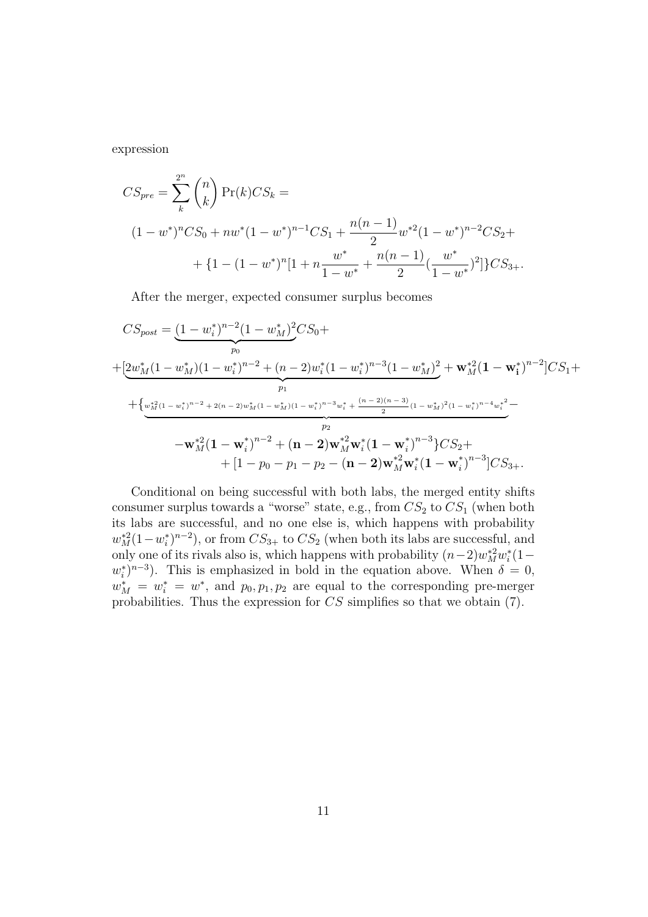expression

$$
CS_{pre} = \sum_{k}^{2^n} \binom{n}{k} \Pr(k) CS_k =
$$

$$
(1-w^*)^n CS_0 + n w^* (1-w^*)^{n-1} CS_1 + \frac{n(n-1)}{2} w^{*2} (1-w^*)^{n-2} CS_2 +
$$

$$
+ \{1 - (1-w^*)^n [1 + n \frac{w^*}{1-w^*} + \frac{n(n-1)}{2} (\frac{w^*}{1-w^*})^2]\} CS_{3+}.
$$

After the merger, expected consumer surplus becomes

$$
CS_{post} = \underbrace{(1-w_i^*)^{n-2}(1-w_M^*)^2}_{p_0} CS_0 +
$$

$$
+ [\underbrace{2w_M^*(1-w_M^*)(1-w_i^*)^{n-2} + (n-2)w_i^*(1-w_i^*)^{n-3}(1-w_M^*)^2}_{p_1} + \mathbf{w}_M^{*2}(\mathbf{1}-\mathbf{w}_\mathbf{i}^*)^{n-2}] CS_1 +
$$

$$
+ \{ \underbrace{w_M^{*2}(1-w_i^*)^{n-2} + 2(n-2)w_M^*(1-w_M^*)(1-w_i^*)^{n-3} w_i^* + \frac{(n-2)(n-3)}{2}(1-w_M^*)^2(1-w_i^*)^{n-4} {w_i^*}^2}_{p_2} -
$$

$$
- \mathbf{w}_M^{*2}(\mathbf{1}-\mathbf{w}_i^*)^{n-2} + (\mathbf{n}-\mathbf{2})\mathbf{w}_M^{*2}\mathbf{w}_i^*(\mathbf{1}-\mathbf{w}_i^*)^{n-3} \} CS_2 +
$$

$$
+ [1 - p_0 - p_1 - p_2 - (\mathbf{n}-\mathbf{2})\mathbf{w}_M^{*2}\mathbf{w}_i^*(\mathbf{1}-\mathbf{w}_i^*)^{n-3}] CS_{3+}.
$$

Conditional on being successful with both labs, the merged entity shifts consumer surplus towards a "worse" state, e.g., from $CS_2$ to $CS_1$ (when both its labs are successful, and no one else is, which happens with probability $w_M^{*2}(1-w_i^*)^{n-2}$), or from $CS_{3+}$ to $CS_2$ (when both its labs are successful, and only one of its rivals also is, which happens with probability $(n-2)w_M^{*2}w_i^*(1-w_i^*)^{n-3}$). This is emphasized in bold in the equation above. When $\delta = 0$, $w_M^* = w_i^* = w^*$, and $p_0, p_1, p_2$ are equal to the corresponding pre-merger probabilities. Thus the expression for $CS$ simplifies so that we obtain (7).